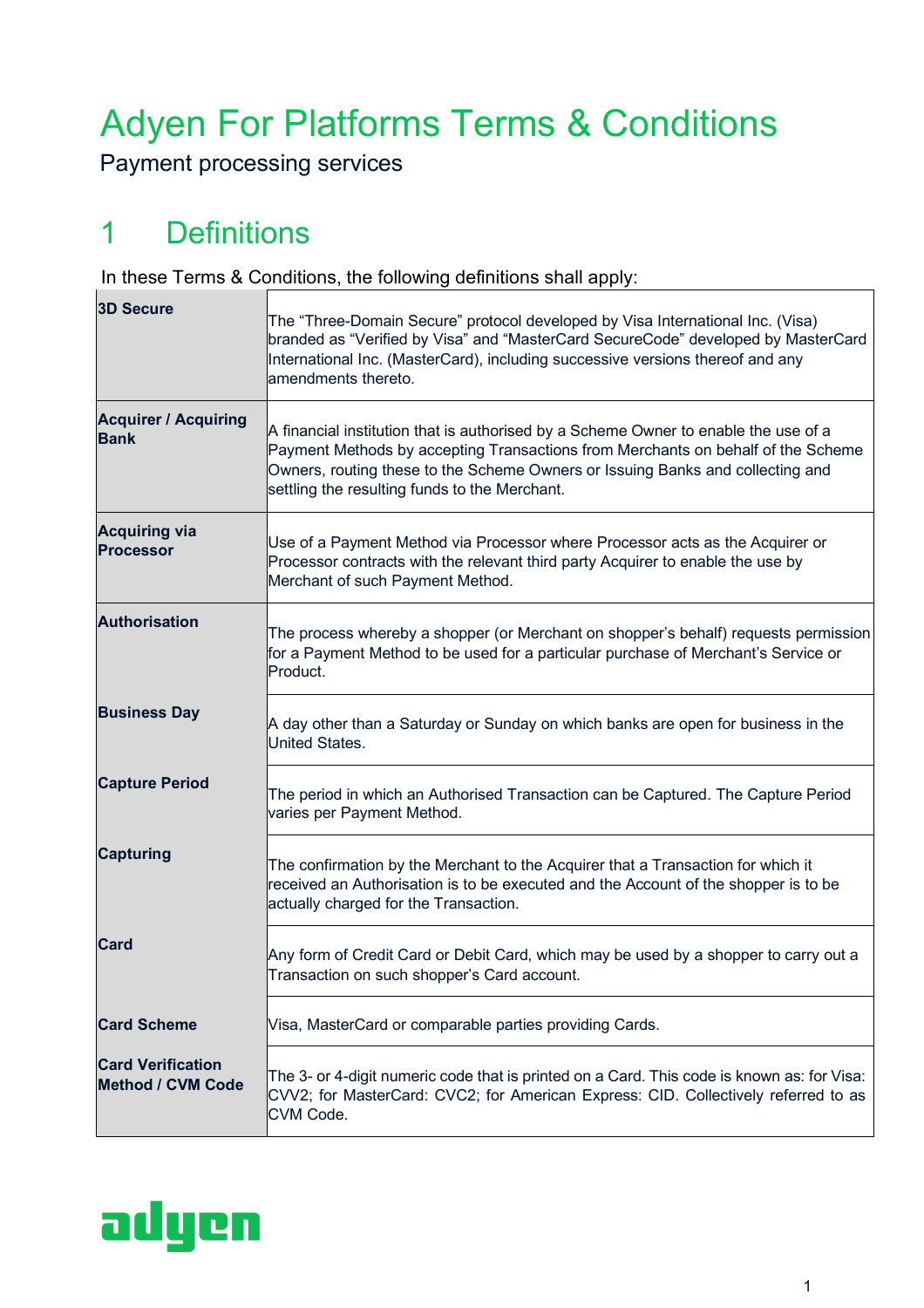# Adyen For Platforms Terms & Conditions

Payment processing services

## 1 Definitions

In these Terms & Conditions, the following definitions shall apply:

| Term | Definition |
|---|---|
| **3D Secure** | The "Three-Domain Secure" protocol developed by Visa International Inc. (Visa) branded as "Verified by Visa" and "MasterCard SecureCode" developed by MasterCard International Inc. (MasterCard), including successive versions thereof and any amendments thereto. |
| **Acquirer / Acquiring Bank** | A financial institution that is authorised by a Scheme Owner to enable the use of a Payment Methods by accepting Transactions from Merchants on behalf of the Scheme Owners, routing these to the Scheme Owners or Issuing Banks and collecting and settling the resulting funds to the Merchant. |
| **Acquiring via Processor** | Use of a Payment Method via Processor where Processor acts as the Acquirer or Processor contracts with the relevant third party Acquirer to enable the use by Merchant of such Payment Method. |
| **Authorisation** | The process whereby a shopper (or Merchant on shopper's behalf) requests permission for a Payment Method to be used for a particular purchase of Merchant's Service or Product. |
| **Business Day** | A day other than a Saturday or Sunday on which banks are open for business in the United States. |
| **Capture Period** | The period in which an Authorised Transaction can be Captured. The Capture Period varies per Payment Method. |
| **Capturing** | The confirmation by the Merchant to the Acquirer that a Transaction for which it received an Authorisation is to be executed and the Account of the shopper is to be actually charged for the Transaction. |
| **Card** | Any form of Credit Card or Debit Card, which may be used by a shopper to carry out a Transaction on such shopper's Card account. |
| **Card Scheme** | Visa, MasterCard or comparable parties providing Cards. |
| **Card Verification Method / CVM Code** | The 3- or 4-digit numeric code that is printed on a Card. This code is known as: for Visa: CVV2; for MasterCard: CVC2; for American Express: CID. Collectively referred to as CVM Code. |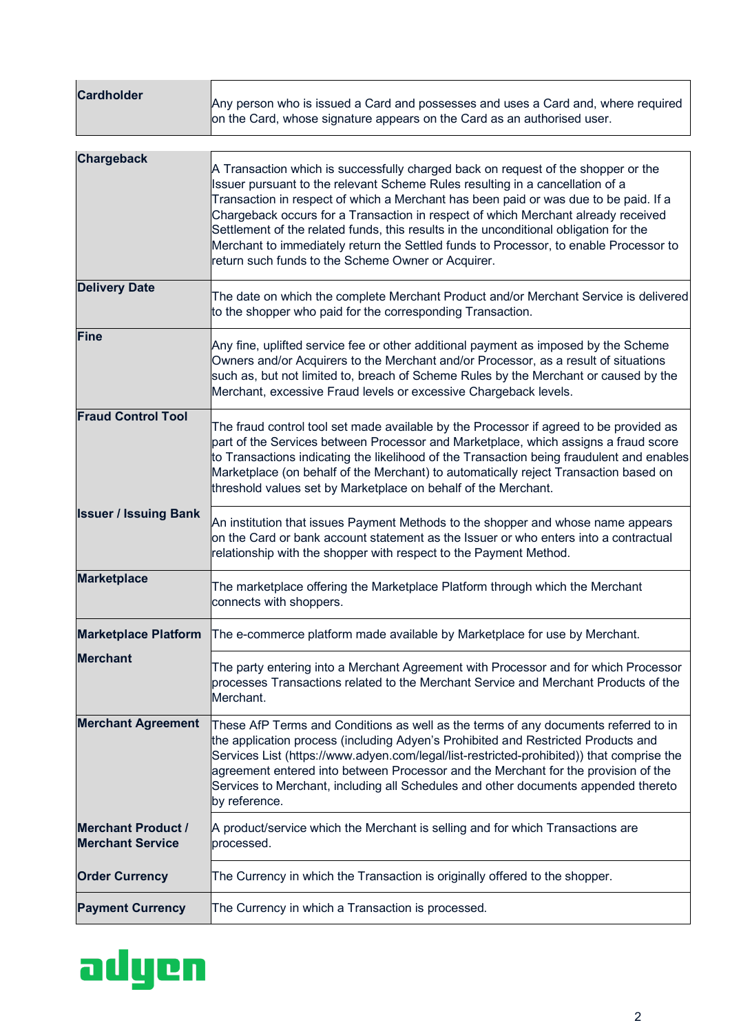| | |
|---|---|
| **Cardholder** | Any person who is issued a Card and possesses and uses a Card and, where required on the Card, whose signature appears on the Card as an authorised user. |
| **Chargeback** | A Transaction which is successfully charged back on request of the shopper or the Issuer pursuant to the relevant Scheme Rules resulting in a cancellation of a Transaction in respect of which a Merchant has been paid or was due to be paid. If a Chargeback occurs for a Transaction in respect of which Merchant already received Settlement of the related funds, this results in the unconditional obligation for the Merchant to immediately return the Settled funds to Processor, to enable Processor to return such funds to the Scheme Owner or Acquirer. |
| **Delivery Date** | The date on which the complete Merchant Product and/or Merchant Service is delivered to the shopper who paid for the corresponding Transaction. |
| **Fine** | Any fine, uplifted service fee or other additional payment as imposed by the Scheme Owners and/or Acquirers to the Merchant and/or Processor, as a result of situations such as, but not limited to, breach of Scheme Rules by the Merchant or caused by the Merchant, excessive Fraud levels or excessive Chargeback levels. |
| **Fraud Control Tool** | The fraud control tool set made available by the Processor if agreed to be provided as part of the Services between Processor and Marketplace, which assigns a fraud score to Transactions indicating the likelihood of the Transaction being fraudulent and enables Marketplace (on behalf of the Merchant) to automatically reject Transaction based on threshold values set by Marketplace on behalf of the Merchant. |
| **Issuer / Issuing Bank** | An institution that issues Payment Methods to the shopper and whose name appears on the Card or bank account statement as the Issuer or who enters into a contractual relationship with the shopper with respect to the Payment Method. |
| **Marketplace** | The marketplace offering the Marketplace Platform through which the Merchant connects with shoppers. |
| **Marketplace Platform** | The e-commerce platform made available by Marketplace for use by Merchant. |
| **Merchant** | The party entering into a Merchant Agreement with Processor and for which Processor processes Transactions related to the Merchant Service and Merchant Products of the Merchant. |
| **Merchant Agreement** | These AfP Terms and Conditions as well as the terms of any documents referred to in the application process (including Adyen's Prohibited and Restricted Products and Services List (https://www.adyen.com/legal/list-restricted-prohibited)) that comprise the agreement entered into between Processor and the Merchant for the provision of the Services to Merchant, including all Schedules and other documents appended thereto by reference. |
| **Merchant Product / Merchant Service** | A product/service which the Merchant is selling and for which Transactions are processed. |
| **Order Currency** | The Currency in which the Transaction is originally offered to the shopper. |
| **Payment Currency** | The Currency in which a Transaction is processed. |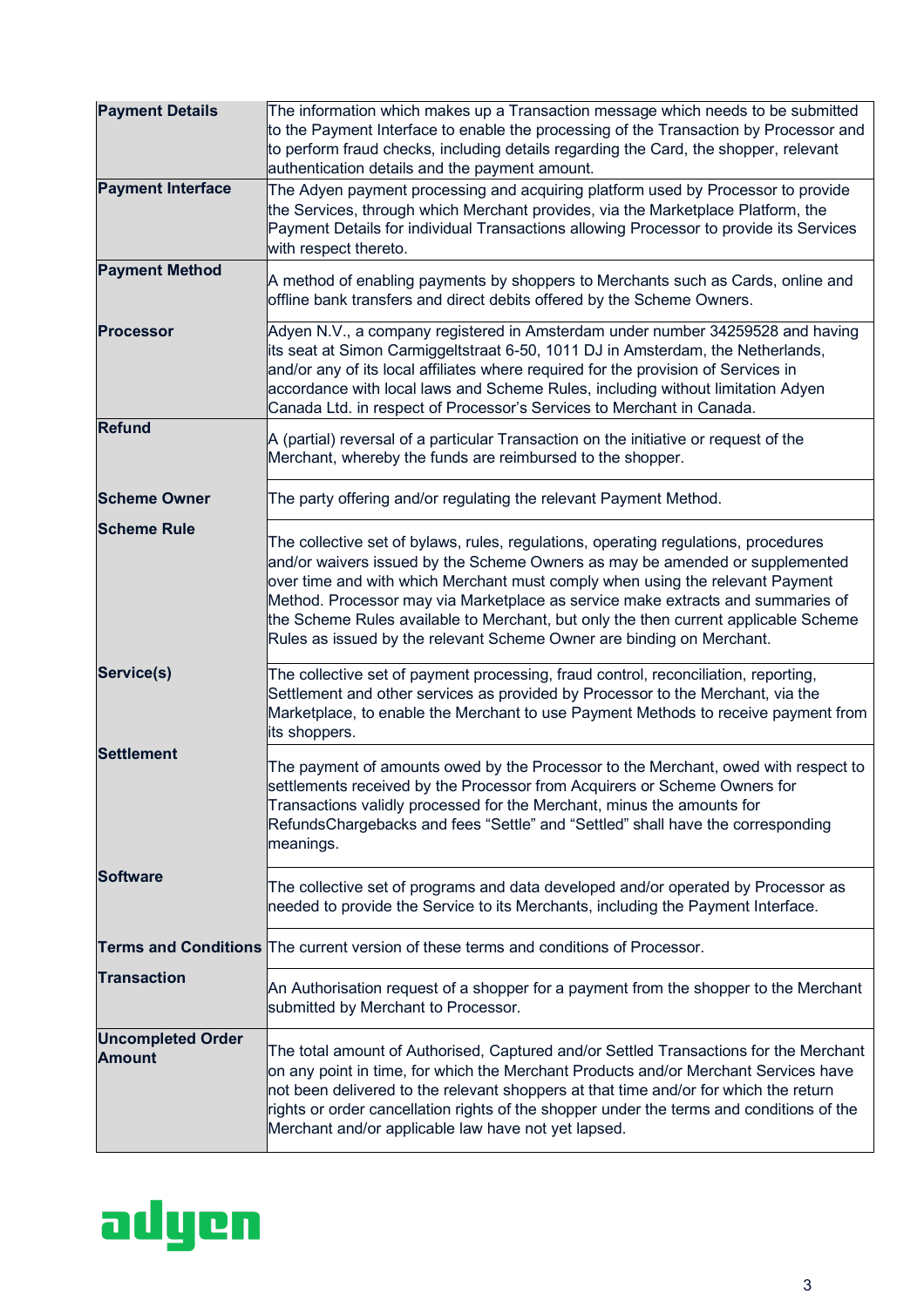| | |
|---|---|
| **Payment Details** | The information which makes up a Transaction message which needs to be submitted to the Payment Interface to enable the processing of the Transaction by Processor and to perform fraud checks, including details regarding the Card, the shopper, relevant authentication details and the payment amount. |
| **Payment Interface** | The Adyen payment processing and acquiring platform used by Processor to provide the Services, through which Merchant provides, via the Marketplace Platform, the Payment Details for individual Transactions allowing Processor to provide its Services with respect thereto. |
| **Payment Method** | A method of enabling payments by shoppers to Merchants such as Cards, online and offline bank transfers and direct debits offered by the Scheme Owners. |
| **Processor** | Adyen N.V., a company registered in Amsterdam under number 34259528 and having its seat at Simon Carmiggeltstraat 6-50, 1011 DJ in Amsterdam, the Netherlands, and/or any of its local affiliates where required for the provision of Services in accordance with local laws and Scheme Rules, including without limitation Adyen Canada Ltd. in respect of Processor's Services to Merchant in Canada. |
| **Refund** | A (partial) reversal of a particular Transaction on the initiative or request of the Merchant, whereby the funds are reimbursed to the shopper. |
| **Scheme Owner** | The party offering and/or regulating the relevant Payment Method. |
| **Scheme Rule** | The collective set of bylaws, rules, regulations, operating regulations, procedures and/or waivers issued by the Scheme Owners as may be amended or supplemented over time and with which Merchant must comply when using the relevant Payment Method. Processor may via Marketplace as service make extracts and summaries of the Scheme Rules available to Merchant, but only the then current applicable Scheme Rules as issued by the relevant Scheme Owner are binding on Merchant. |
| **Service(s)** | The collective set of payment processing, fraud control, reconciliation, reporting, Settlement and other services as provided by Processor to the Merchant, via the Marketplace, to enable the Merchant to use Payment Methods to receive payment from its shoppers. |
| **Settlement** | The payment of amounts owed by the Processor to the Merchant, owed with respect to settlements received by the Processor from Acquirers or Scheme Owners for Transactions validly processed for the Merchant, minus the amounts for RefundsChargebacks and fees "Settle" and "Settled" shall have the corresponding meanings. |
| **Software** | The collective set of programs and data developed and/or operated by Processor as needed to provide the Service to its Merchants, including the Payment Interface. |
| **Terms and Conditions** | The current version of these terms and conditions of Processor. |
| **Transaction** | An Authorisation request of a shopper for a payment from the shopper to the Merchant submitted by Merchant to Processor. |
| **Uncompleted Order Amount** | The total amount of Authorised, Captured and/or Settled Transactions for the Merchant on any point in time, for which the Merchant Products and/or Merchant Services have not been delivered to the relevant shoppers at that time and/or for which the return rights or order cancellation rights of the shopper under the terms and conditions of the Merchant and/or applicable law have not yet lapsed. |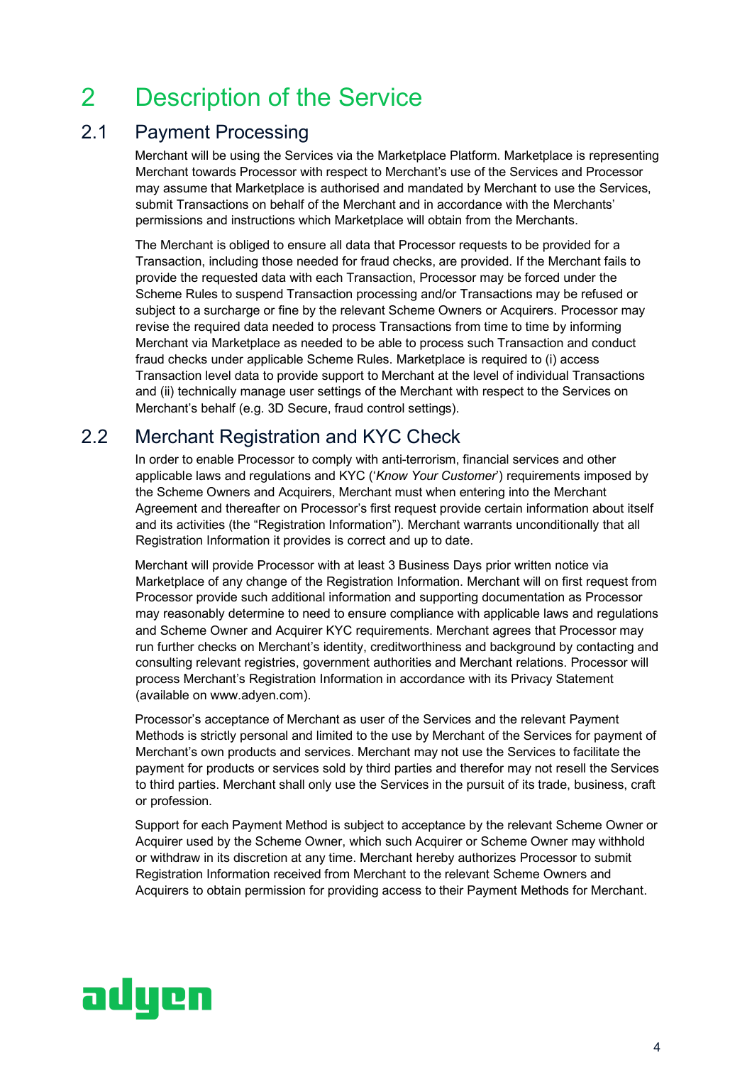# 2 Description of the Service

## 2.1 Payment Processing

Merchant will be using the Services via the Marketplace Platform. Marketplace is representing Merchant towards Processor with respect to Merchant's use of the Services and Processor may assume that Marketplace is authorised and mandated by Merchant to use the Services, submit Transactions on behalf of the Merchant and in accordance with the Merchants' permissions and instructions which Marketplace will obtain from the Merchants.

The Merchant is obliged to ensure all data that Processor requests to be provided for a Transaction, including those needed for fraud checks, are provided. If the Merchant fails to provide the requested data with each Transaction, Processor may be forced under the Scheme Rules to suspend Transaction processing and/or Transactions may be refused or subject to a surcharge or fine by the relevant Scheme Owners or Acquirers. Processor may revise the required data needed to process Transactions from time to time by informing Merchant via Marketplace as needed to be able to process such Transaction and conduct fraud checks under applicable Scheme Rules. Marketplace is required to (i) access Transaction level data to provide support to Merchant at the level of individual Transactions and (ii) technically manage user settings of the Merchant with respect to the Services on Merchant's behalf (e.g. 3D Secure, fraud control settings).

## 2.2 Merchant Registration and KYC Check

In order to enable Processor to comply with anti-terrorism, financial services and other applicable laws and regulations and KYC ('*Know Your Customer*') requirements imposed by the Scheme Owners and Acquirers, Merchant must when entering into the Merchant Agreement and thereafter on Processor's first request provide certain information about itself and its activities (the "Registration Information"). Merchant warrants unconditionally that all Registration Information it provides is correct and up to date.

Merchant will provide Processor with at least 3 Business Days prior written notice via Marketplace of any change of the Registration Information. Merchant will on first request from Processor provide such additional information and supporting documentation as Processor may reasonably determine to need to ensure compliance with applicable laws and regulations and Scheme Owner and Acquirer KYC requirements. Merchant agrees that Processor may run further checks on Merchant's identity, creditworthiness and background by contacting and consulting relevant registries, government authorities and Merchant relations. Processor will process Merchant's Registration Information in accordance with its Privacy Statement (available on www.adyen.com).

Processor's acceptance of Merchant as user of the Services and the relevant Payment Methods is strictly personal and limited to the use by Merchant of the Services for payment of Merchant's own products and services. Merchant may not use the Services to facilitate the payment for products or services sold by third parties and therefor may not resell the Services to third parties. Merchant shall only use the Services in the pursuit of its trade, business, craft or profession.

Support for each Payment Method is subject to acceptance by the relevant Scheme Owner or Acquirer used by the Scheme Owner, which such Acquirer or Scheme Owner may withhold or withdraw in its discretion at any time. Merchant hereby authorizes Processor to submit Registration Information received from Merchant to the relevant Scheme Owners and Acquirers to obtain permission for providing access to their Payment Methods for Merchant.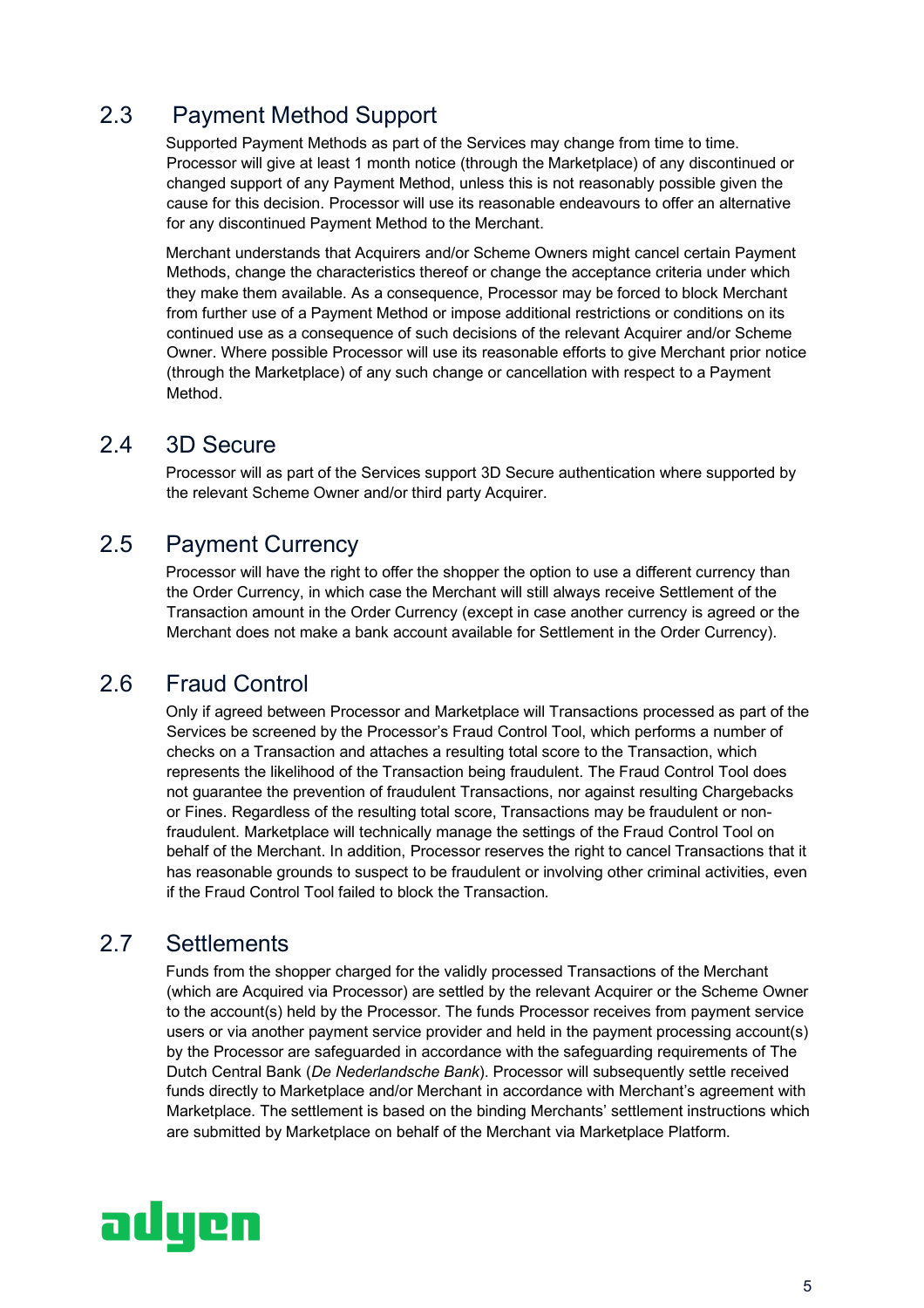## 2.3 Payment Method Support

Supported Payment Methods as part of the Services may change from time to time. Processor will give at least 1 month notice (through the Marketplace) of any discontinued or changed support of any Payment Method, unless this is not reasonably possible given the cause for this decision. Processor will use its reasonable endeavours to offer an alternative for any discontinued Payment Method to the Merchant.

Merchant understands that Acquirers and/or Scheme Owners might cancel certain Payment Methods, change the characteristics thereof or change the acceptance criteria under which they make them available. As a consequence, Processor may be forced to block Merchant from further use of a Payment Method or impose additional restrictions or conditions on its continued use as a consequence of such decisions of the relevant Acquirer and/or Scheme Owner. Where possible Processor will use its reasonable efforts to give Merchant prior notice (through the Marketplace) of any such change or cancellation with respect to a Payment Method.

## 2.4 3D Secure

Processor will as part of the Services support 3D Secure authentication where supported by the relevant Scheme Owner and/or third party Acquirer.

## 2.5 Payment Currency

Processor will have the right to offer the shopper the option to use a different currency than the Order Currency, in which case the Merchant will still always receive Settlement of the Transaction amount in the Order Currency (except in case another currency is agreed or the Merchant does not make a bank account available for Settlement in the Order Currency).

## 2.6 Fraud Control

Only if agreed between Processor and Marketplace will Transactions processed as part of the Services be screened by the Processor's Fraud Control Tool, which performs a number of checks on a Transaction and attaches a resulting total score to the Transaction, which represents the likelihood of the Transaction being fraudulent. The Fraud Control Tool does not guarantee the prevention of fraudulent Transactions, nor against resulting Chargebacks or Fines. Regardless of the resulting total score, Transactions may be fraudulent or non-fraudulent. Marketplace will technically manage the settings of the Fraud Control Tool on behalf of the Merchant. In addition, Processor reserves the right to cancel Transactions that it has reasonable grounds to suspect to be fraudulent or involving other criminal activities, even if the Fraud Control Tool failed to block the Transaction.

## 2.7 Settlements

Funds from the shopper charged for the validly processed Transactions of the Merchant (which are Acquired via Processor) are settled by the relevant Acquirer or the Scheme Owner to the account(s) held by the Processor. The funds Processor receives from payment service users or via another payment service provider and held in the payment processing account(s) by the Processor are safeguarded in accordance with the safeguarding requirements of The Dutch Central Bank (*De Nederlandsche Bank*). Processor will subsequently settle received funds directly to Marketplace and/or Merchant in accordance with Merchant's agreement with Marketplace. The settlement is based on the binding Merchants' settlement instructions which are submitted by Marketplace on behalf of the Merchant via Marketplace Platform.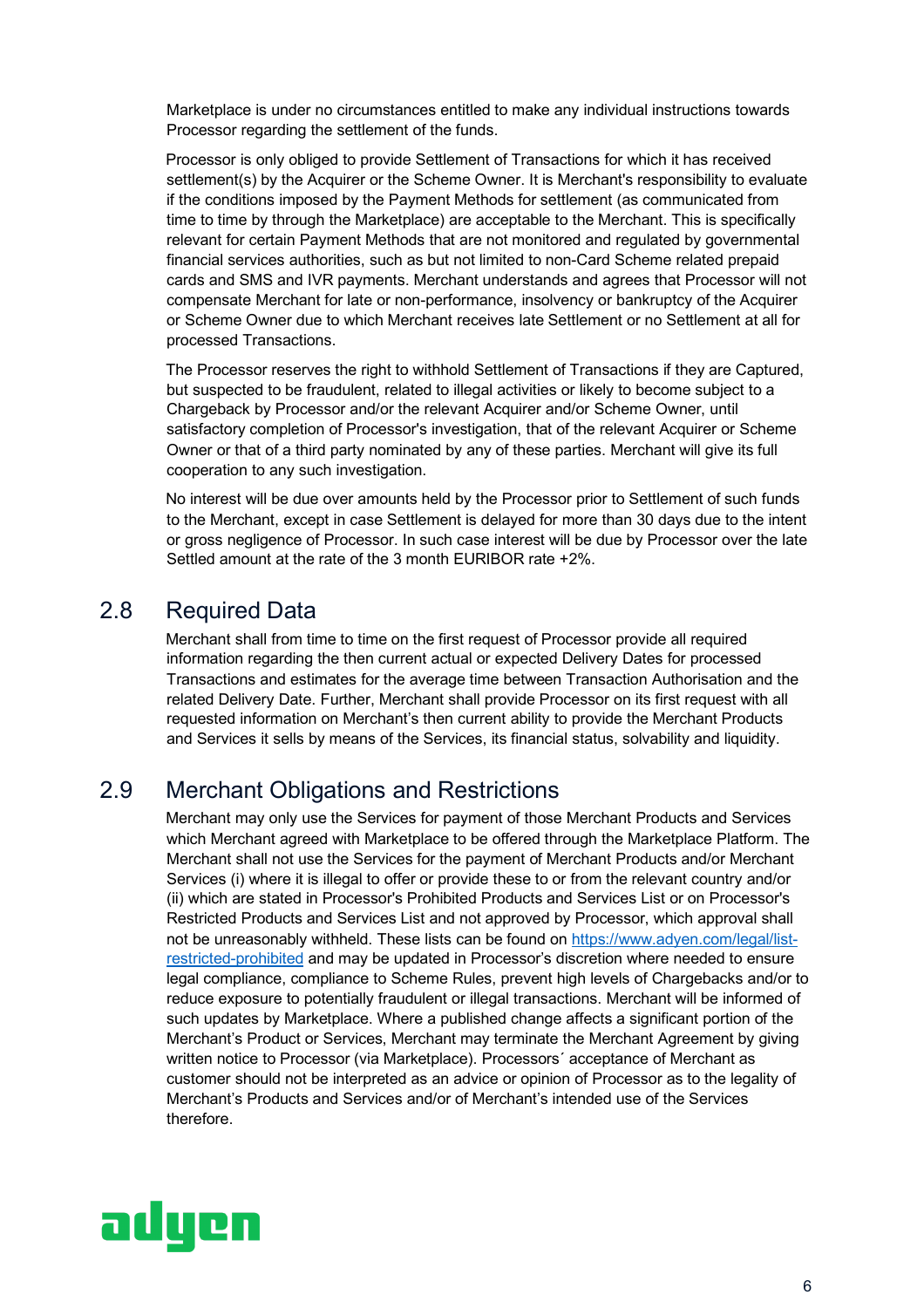Marketplace is under no circumstances entitled to make any individual instructions towards Processor regarding the settlement of the funds.

Processor is only obliged to provide Settlement of Transactions for which it has received settlement(s) by the Acquirer or the Scheme Owner. It is Merchant's responsibility to evaluate if the conditions imposed by the Payment Methods for settlement (as communicated from time to time by through the Marketplace) are acceptable to the Merchant. This is specifically relevant for certain Payment Methods that are not monitored and regulated by governmental financial services authorities, such as but not limited to non-Card Scheme related prepaid cards and SMS and IVR payments. Merchant understands and agrees that Processor will not compensate Merchant for late or non-performance, insolvency or bankruptcy of the Acquirer or Scheme Owner due to which Merchant receives late Settlement or no Settlement at all for processed Transactions.

The Processor reserves the right to withhold Settlement of Transactions if they are Captured, but suspected to be fraudulent, related to illegal activities or likely to become subject to a Chargeback by Processor and/or the relevant Acquirer and/or Scheme Owner, until satisfactory completion of Processor's investigation, that of the relevant Acquirer or Scheme Owner or that of a third party nominated by any of these parties. Merchant will give its full cooperation to any such investigation.

No interest will be due over amounts held by the Processor prior to Settlement of such funds to the Merchant, except in case Settlement is delayed for more than 30 days due to the intent or gross negligence of Processor. In such case interest will be due by Processor over the late Settled amount at the rate of the 3 month EURIBOR rate +2%.

## 2.8 Required Data

Merchant shall from time to time on the first request of Processor provide all required information regarding the then current actual or expected Delivery Dates for processed Transactions and estimates for the average time between Transaction Authorisation and the related Delivery Date. Further, Merchant shall provide Processor on its first request with all requested information on Merchant's then current ability to provide the Merchant Products and Services it sells by means of the Services, its financial status, solvability and liquidity.

## 2.9 Merchant Obligations and Restrictions

Merchant may only use the Services for payment of those Merchant Products and Services which Merchant agreed with Marketplace to be offered through the Marketplace Platform. The Merchant shall not use the Services for the payment of Merchant Products and/or Merchant Services (i) where it is illegal to offer or provide these to or from the relevant country and/or (ii) which are stated in Processor's Prohibited Products and Services List or on Processor's Restricted Products and Services List and not approved by Processor, which approval shall not be unreasonably withheld. These lists can be found on [https://www.adyen.com/legal/list-restricted-prohibited](https://www.adyen.com/legal/list-restricted-prohibited) and may be updated in Processor's discretion where needed to ensure legal compliance, compliance to Scheme Rules, prevent high levels of Chargebacks and/or to reduce exposure to potentially fraudulent or illegal transactions. Merchant will be informed of such updates by Marketplace. Where a published change affects a significant portion of the Merchant's Product or Services, Merchant may terminate the Merchant Agreement by giving written notice to Processor (via Marketplace). Processors´ acceptance of Merchant as customer should not be interpreted as an advice or opinion of Processor as to the legality of Merchant's Products and Services and/or of Merchant's intended use of the Services therefore.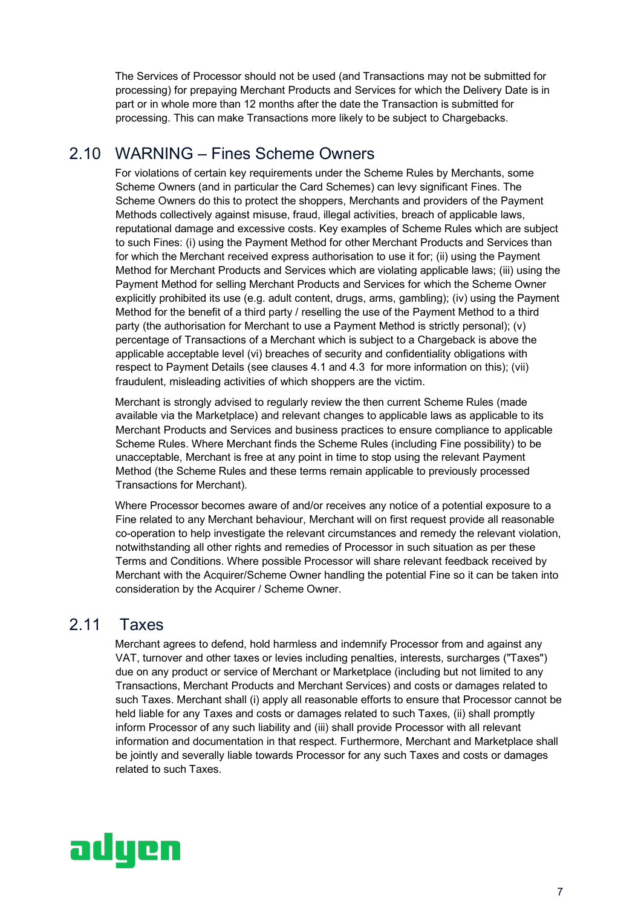The Services of Processor should not be used (and Transactions may not be submitted for processing) for prepaying Merchant Products and Services for which the Delivery Date is in part or in whole more than 12 months after the date the Transaction is submitted for processing. This can make Transactions more likely to be subject to Chargebacks.

## 2.10 WARNING – Fines Scheme Owners

For violations of certain key requirements under the Scheme Rules by Merchants, some Scheme Owners (and in particular the Card Schemes) can levy significant Fines. The Scheme Owners do this to protect the shoppers, Merchants and providers of the Payment Methods collectively against misuse, fraud, illegal activities, breach of applicable laws, reputational damage and excessive costs. Key examples of Scheme Rules which are subject to such Fines: (i) using the Payment Method for other Merchant Products and Services than for which the Merchant received express authorisation to use it for; (ii) using the Payment Method for Merchant Products and Services which are violating applicable laws; (iii) using the Payment Method for selling Merchant Products and Services for which the Scheme Owner explicitly prohibited its use (e.g. adult content, drugs, arms, gambling); (iv) using the Payment Method for the benefit of a third party / reselling the use of the Payment Method to a third party (the authorisation for Merchant to use a Payment Method is strictly personal); (v) percentage of Transactions of a Merchant which is subject to a Chargeback is above the applicable acceptable level (vi) breaches of security and confidentiality obligations with respect to Payment Details (see clauses 4.1 and 4.3 for more information on this); (vii) fraudulent, misleading activities of which shoppers are the victim.

Merchant is strongly advised to regularly review the then current Scheme Rules (made available via the Marketplace) and relevant changes to applicable laws as applicable to its Merchant Products and Services and business practices to ensure compliance to applicable Scheme Rules. Where Merchant finds the Scheme Rules (including Fine possibility) to be unacceptable, Merchant is free at any point in time to stop using the relevant Payment Method (the Scheme Rules and these terms remain applicable to previously processed Transactions for Merchant).

Where Processor becomes aware of and/or receives any notice of a potential exposure to a Fine related to any Merchant behaviour, Merchant will on first request provide all reasonable co-operation to help investigate the relevant circumstances and remedy the relevant violation, notwithstanding all other rights and remedies of Processor in such situation as per these Terms and Conditions. Where possible Processor will share relevant feedback received by Merchant with the Acquirer/Scheme Owner handling the potential Fine so it can be taken into consideration by the Acquirer / Scheme Owner.

## 2.11 Taxes

Merchant agrees to defend, hold harmless and indemnify Processor from and against any VAT, turnover and other taxes or levies including penalties, interests, surcharges ("Taxes") due on any product or service of Merchant or Marketplace (including but not limited to any Transactions, Merchant Products and Merchant Services) and costs or damages related to such Taxes. Merchant shall (i) apply all reasonable efforts to ensure that Processor cannot be held liable for any Taxes and costs or damages related to such Taxes, (ii) shall promptly inform Processor of any such liability and (iii) shall provide Processor with all relevant information and documentation in that respect. Furthermore, Merchant and Marketplace shall be jointly and severally liable towards Processor for any such Taxes and costs or damages related to such Taxes.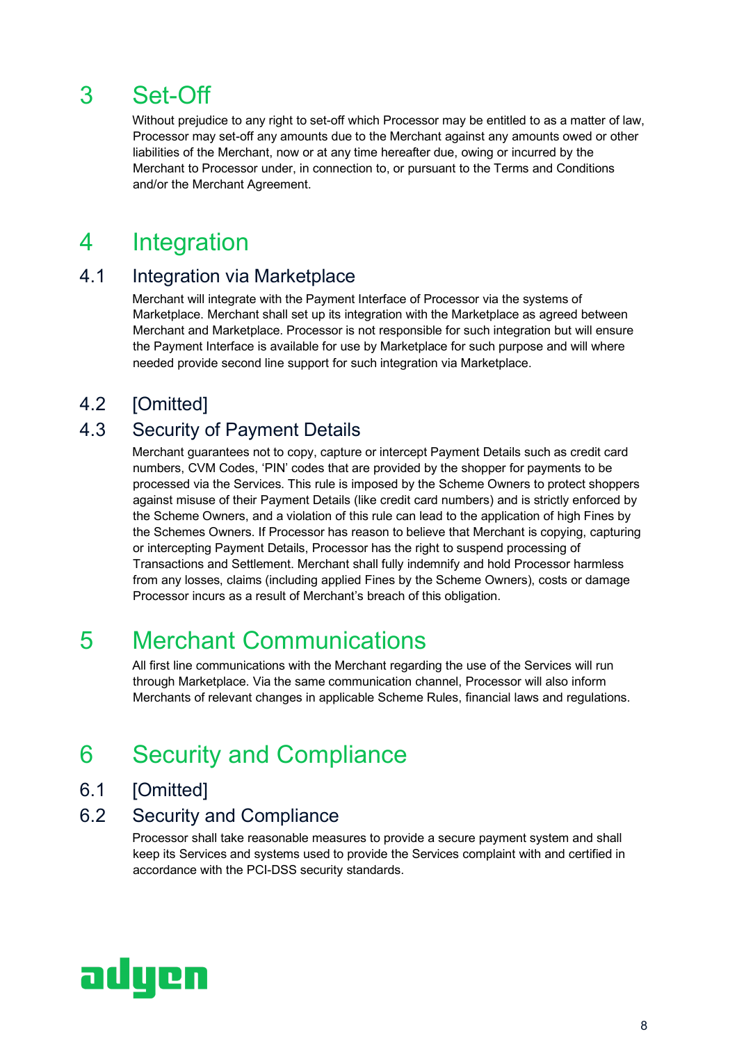# 3 Set-Off

Without prejudice to any right to set-off which Processor may be entitled to as a matter of law, Processor may set-off any amounts due to the Merchant against any amounts owed or other liabilities of the Merchant, now or at any time hereafter due, owing or incurred by the Merchant to Processor under, in connection to, or pursuant to the Terms and Conditions and/or the Merchant Agreement.

# 4 Integration

## 4.1 Integration via Marketplace

Merchant will integrate with the Payment Interface of Processor via the systems of Marketplace. Merchant shall set up its integration with the Marketplace as agreed between Merchant and Marketplace. Processor is not responsible for such integration but will ensure the Payment Interface is available for use by Marketplace for such purpose and will where needed provide second line support for such integration via Marketplace.

## 4.2 [Omitted]

## 4.3 Security of Payment Details

Merchant guarantees not to copy, capture or intercept Payment Details such as credit card numbers, CVM Codes, 'PIN' codes that are provided by the shopper for payments to be processed via the Services. This rule is imposed by the Scheme Owners to protect shoppers against misuse of their Payment Details (like credit card numbers) and is strictly enforced by the Scheme Owners, and a violation of this rule can lead to the application of high Fines by the Schemes Owners. If Processor has reason to believe that Merchant is copying, capturing or intercepting Payment Details, Processor has the right to suspend processing of Transactions and Settlement. Merchant shall fully indemnify and hold Processor harmless from any losses, claims (including applied Fines by the Scheme Owners), costs or damage Processor incurs as a result of Merchant's breach of this obligation.

# 5 Merchant Communications

All first line communications with the Merchant regarding the use of the Services will run through Marketplace. Via the same communication channel, Processor will also inform Merchants of relevant changes in applicable Scheme Rules, financial laws and regulations.

# 6 Security and Compliance

## 6.1 [Omitted]

## 6.2 Security and Compliance

Processor shall take reasonable measures to provide a secure payment system and shall keep its Services and systems used to provide the Services complaint with and certified in accordance with the PCI-DSS security standards.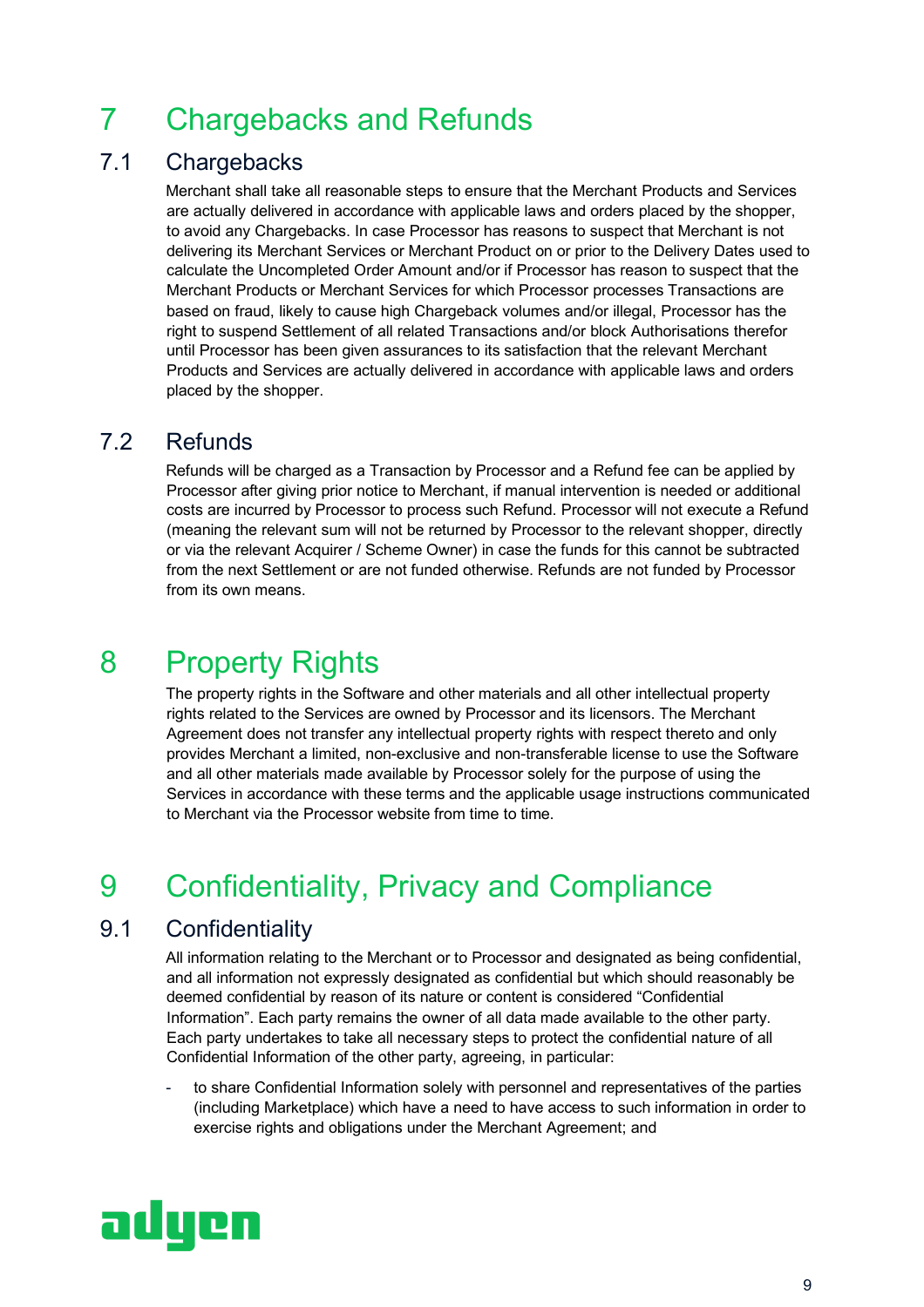# 7 Chargebacks and Refunds

## 7.1 Chargebacks

Merchant shall take all reasonable steps to ensure that the Merchant Products and Services are actually delivered in accordance with applicable laws and orders placed by the shopper, to avoid any Chargebacks. In case Processor has reasons to suspect that Merchant is not delivering its Merchant Services or Merchant Product on or prior to the Delivery Dates used to calculate the Uncompleted Order Amount and/or if Processor has reason to suspect that the Merchant Products or Merchant Services for which Processor processes Transactions are based on fraud, likely to cause high Chargeback volumes and/or illegal, Processor has the right to suspend Settlement of all related Transactions and/or block Authorisations therefor until Processor has been given assurances to its satisfaction that the relevant Merchant Products and Services are actually delivered in accordance with applicable laws and orders placed by the shopper.

## 7.2 Refunds

Refunds will be charged as a Transaction by Processor and a Refund fee can be applied by Processor after giving prior notice to Merchant, if manual intervention is needed or additional costs are incurred by Processor to process such Refund. Processor will not execute a Refund (meaning the relevant sum will not be returned by Processor to the relevant shopper, directly or via the relevant Acquirer / Scheme Owner) in case the funds for this cannot be subtracted from the next Settlement or are not funded otherwise. Refunds are not funded by Processor from its own means.

# 8 Property Rights

The property rights in the Software and other materials and all other intellectual property rights related to the Services are owned by Processor and its licensors. The Merchant Agreement does not transfer any intellectual property rights with respect thereto and only provides Merchant a limited, non-exclusive and non-transferable license to use the Software and all other materials made available by Processor solely for the purpose of using the Services in accordance with these terms and the applicable usage instructions communicated to Merchant via the Processor website from time to time.

# 9 Confidentiality, Privacy and Compliance

## 9.1 Confidentiality

All information relating to the Merchant or to Processor and designated as being confidential, and all information not expressly designated as confidential but which should reasonably be deemed confidential by reason of its nature or content is considered "Confidential Information". Each party remains the owner of all data made available to the other party. Each party undertakes to take all necessary steps to protect the confidential nature of all Confidential Information of the other party, agreeing, in particular:

- to share Confidential Information solely with personnel and representatives of the parties (including Marketplace) which have a need to have access to such information in order to exercise rights and obligations under the Merchant Agreement; and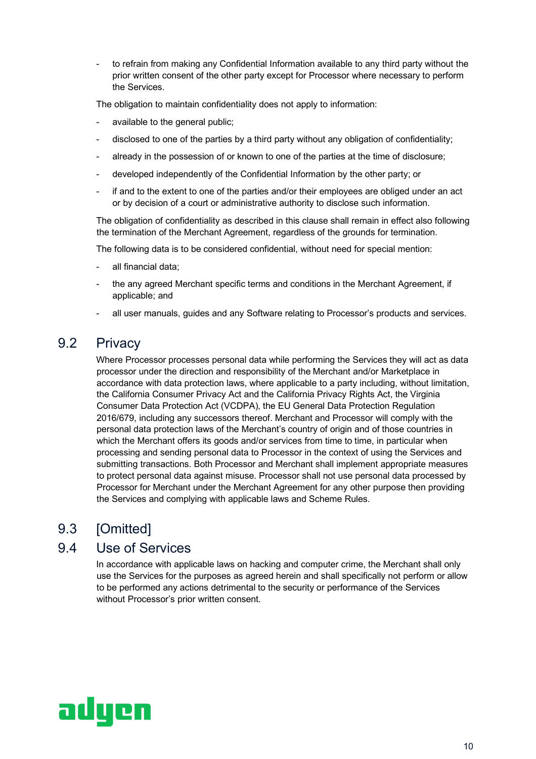- to refrain from making any Confidential Information available to any third party without the prior written consent of the other party except for Processor where necessary to perform the Services.

The obligation to maintain confidentiality does not apply to information:

- available to the general public;
- disclosed to one of the parties by a third party without any obligation of confidentiality;
- already in the possession of or known to one of the parties at the time of disclosure;
- developed independently of the Confidential Information by the other party; or
- if and to the extent to one of the parties and/or their employees are obliged under an act or by decision of a court or administrative authority to disclose such information.

The obligation of confidentiality as described in this clause shall remain in effect also following the termination of the Merchant Agreement, regardless of the grounds for termination.

The following data is to be considered confidential, without need for special mention:

- all financial data;
- the any agreed Merchant specific terms and conditions in the Merchant Agreement, if applicable; and
- all user manuals, guides and any Software relating to Processor's products and services.

## 9.2 Privacy

Where Processor processes personal data while performing the Services they will act as data processor under the direction and responsibility of the Merchant and/or Marketplace in accordance with data protection laws, where applicable to a party including, without limitation, the California Consumer Privacy Act and the California Privacy Rights Act, the Virginia Consumer Data Protection Act (VCDPA), the EU General Data Protection Regulation 2016/679, including any successors thereof. Merchant and Processor will comply with the personal data protection laws of the Merchant's country of origin and of those countries in which the Merchant offers its goods and/or services from time to time, in particular when processing and sending personal data to Processor in the context of using the Services and submitting transactions. Both Processor and Merchant shall implement appropriate measures to protect personal data against misuse. Processor shall not use personal data processed by Processor for Merchant under the Merchant Agreement for any other purpose then providing the Services and complying with applicable laws and Scheme Rules.

## 9.3 [Omitted]

## 9.4 Use of Services

In accordance with applicable laws on hacking and computer crime, the Merchant shall only use the Services for the purposes as agreed herein and shall specifically not perform or allow to be performed any actions detrimental to the security or performance of the Services without Processor's prior written consent.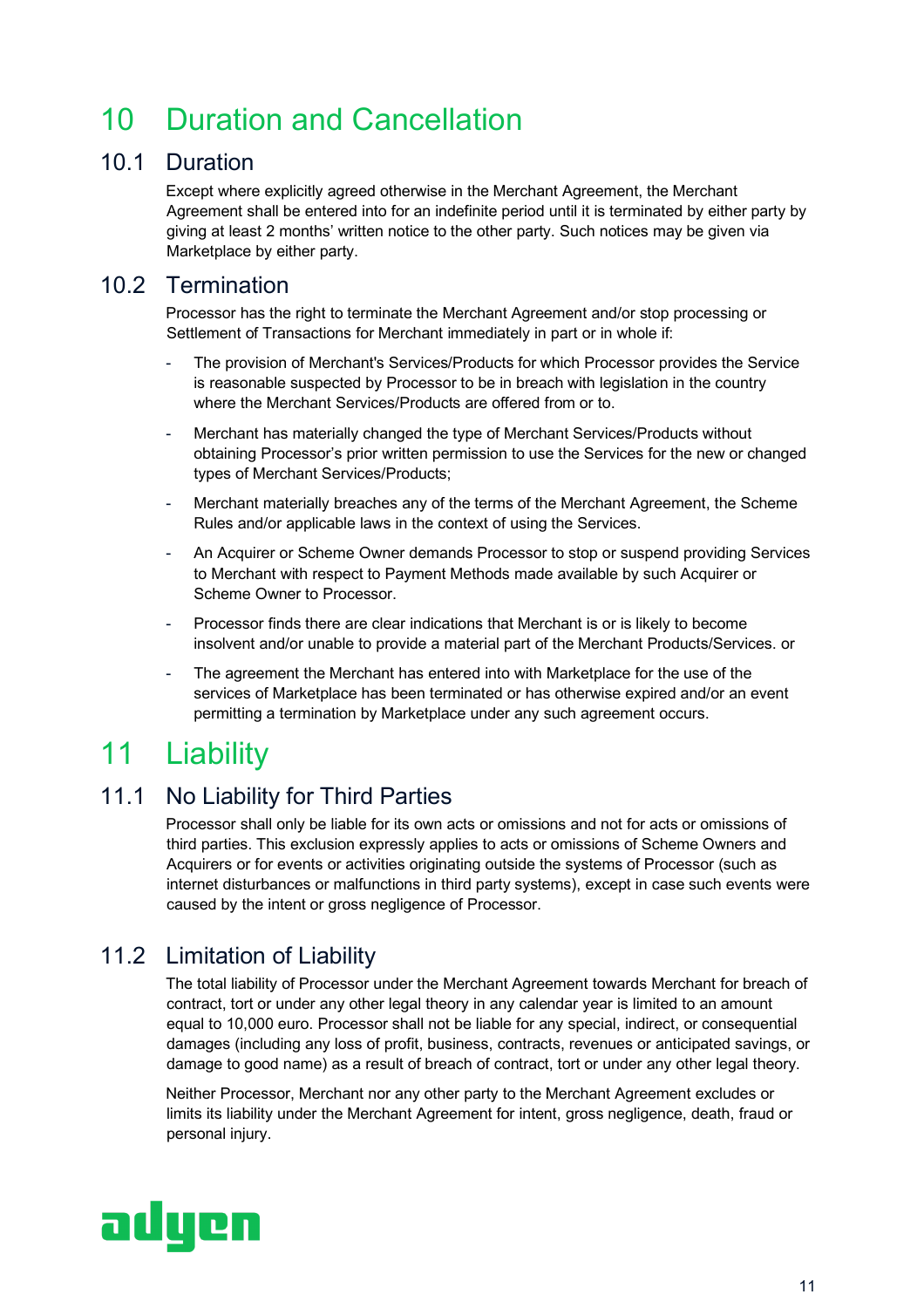# 10 Duration and Cancellation

## 10.1 Duration

Except where explicitly agreed otherwise in the Merchant Agreement, the Merchant Agreement shall be entered into for an indefinite period until it is terminated by either party by giving at least 2 months' written notice to the other party. Such notices may be given via Marketplace by either party.

## 10.2 Termination

Processor has the right to terminate the Merchant Agreement and/or stop processing or Settlement of Transactions for Merchant immediately in part or in whole if:

- The provision of Merchant's Services/Products for which Processor provides the Service is reasonable suspected by Processor to be in breach with legislation in the country where the Merchant Services/Products are offered from or to.
- Merchant has materially changed the type of Merchant Services/Products without obtaining Processor's prior written permission to use the Services for the new or changed types of Merchant Services/Products;
- Merchant materially breaches any of the terms of the Merchant Agreement, the Scheme Rules and/or applicable laws in the context of using the Services.
- An Acquirer or Scheme Owner demands Processor to stop or suspend providing Services to Merchant with respect to Payment Methods made available by such Acquirer or Scheme Owner to Processor.
- Processor finds there are clear indications that Merchant is or is likely to become insolvent and/or unable to provide a material part of the Merchant Products/Services. or
- The agreement the Merchant has entered into with Marketplace for the use of the services of Marketplace has been terminated or has otherwise expired and/or an event permitting a termination by Marketplace under any such agreement occurs.

# 11 Liability

## 11.1 No Liability for Third Parties

Processor shall only be liable for its own acts or omissions and not for acts or omissions of third parties. This exclusion expressly applies to acts or omissions of Scheme Owners and Acquirers or for events or activities originating outside the systems of Processor (such as internet disturbances or malfunctions in third party systems), except in case such events were caused by the intent or gross negligence of Processor.

## 11.2 Limitation of Liability

The total liability of Processor under the Merchant Agreement towards Merchant for breach of contract, tort or under any other legal theory in any calendar year is limited to an amount equal to 10,000 euro. Processor shall not be liable for any special, indirect, or consequential damages (including any loss of profit, business, contracts, revenues or anticipated savings, or damage to good name) as a result of breach of contract, tort or under any other legal theory.

Neither Processor, Merchant nor any other party to the Merchant Agreement excludes or limits its liability under the Merchant Agreement for intent, gross negligence, death, fraud or personal injury.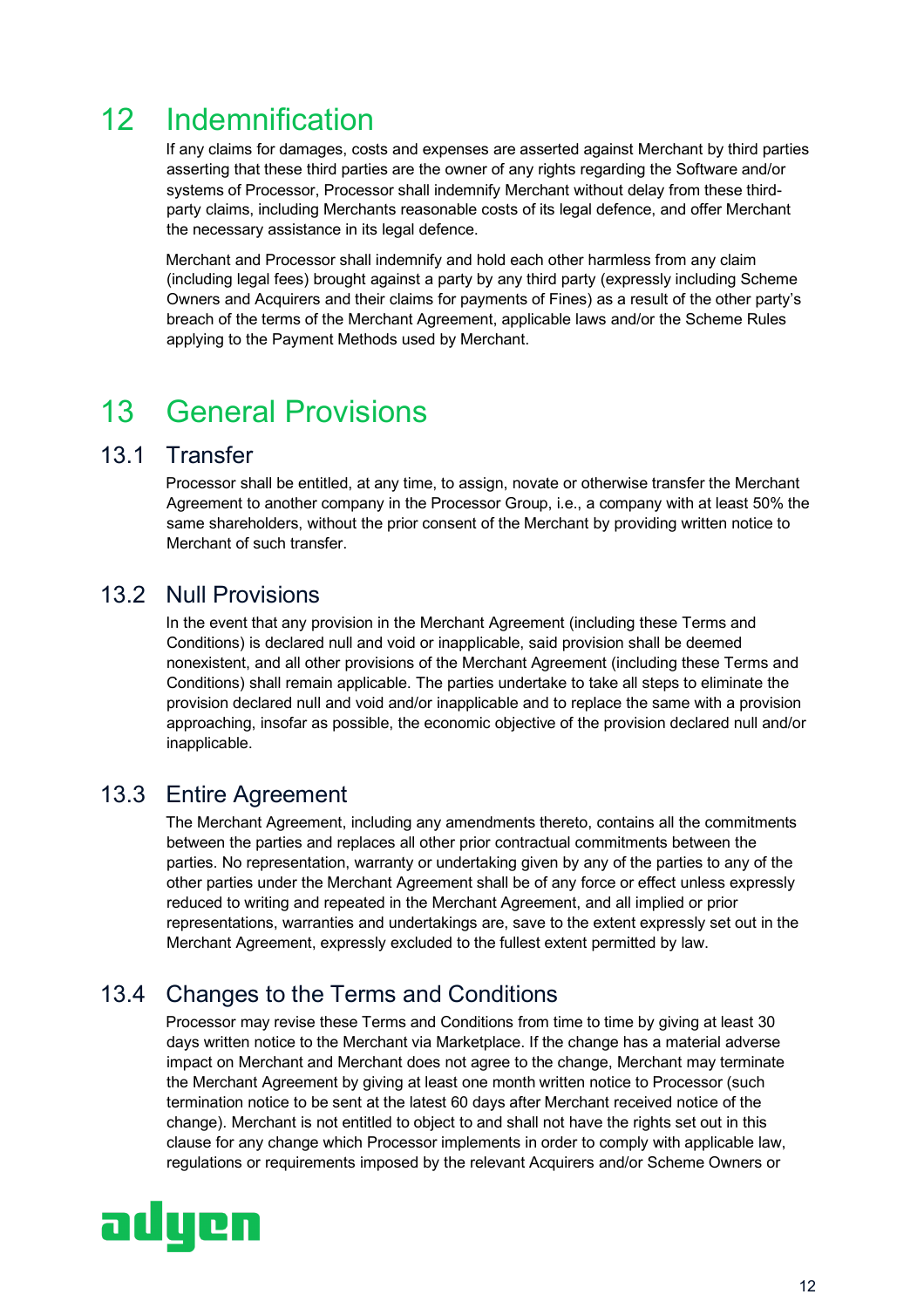# 12 Indemnification

If any claims for damages, costs and expenses are asserted against Merchant by third parties asserting that these third parties are the owner of any rights regarding the Software and/or systems of Processor, Processor shall indemnify Merchant without delay from these third-party claims, including Merchants reasonable costs of its legal defence, and offer Merchant the necessary assistance in its legal defence.

Merchant and Processor shall indemnify and hold each other harmless from any claim (including legal fees) brought against a party by any third party (expressly including Scheme Owners and Acquirers and their claims for payments of Fines) as a result of the other party's breach of the terms of the Merchant Agreement, applicable laws and/or the Scheme Rules applying to the Payment Methods used by Merchant.

# 13 General Provisions

## 13.1 Transfer

Processor shall be entitled, at any time, to assign, novate or otherwise transfer the Merchant Agreement to another company in the Processor Group, i.e., a company with at least 50% the same shareholders, without the prior consent of the Merchant by providing written notice to Merchant of such transfer.

## 13.2 Null Provisions

In the event that any provision in the Merchant Agreement (including these Terms and Conditions) is declared null and void or inapplicable, said provision shall be deemed nonexistent, and all other provisions of the Merchant Agreement (including these Terms and Conditions) shall remain applicable. The parties undertake to take all steps to eliminate the provision declared null and void and/or inapplicable and to replace the same with a provision approaching, insofar as possible, the economic objective of the provision declared null and/or inapplicable.

## 13.3 Entire Agreement

The Merchant Agreement, including any amendments thereto, contains all the commitments between the parties and replaces all other prior contractual commitments between the parties. No representation, warranty or undertaking given by any of the parties to any of the other parties under the Merchant Agreement shall be of any force or effect unless expressly reduced to writing and repeated in the Merchant Agreement, and all implied or prior representations, warranties and undertakings are, save to the extent expressly set out in the Merchant Agreement, expressly excluded to the fullest extent permitted by law.

## 13.4 Changes to the Terms and Conditions

Processor may revise these Terms and Conditions from time to time by giving at least 30 days written notice to the Merchant via Marketplace. If the change has a material adverse impact on Merchant and Merchant does not agree to the change, Merchant may terminate the Merchant Agreement by giving at least one month written notice to Processor (such termination notice to be sent at the latest 60 days after Merchant received notice of the change). Merchant is not entitled to object to and shall not have the rights set out in this clause for any change which Processor implements in order to comply with applicable law, regulations or requirements imposed by the relevant Acquirers and/or Scheme Owners or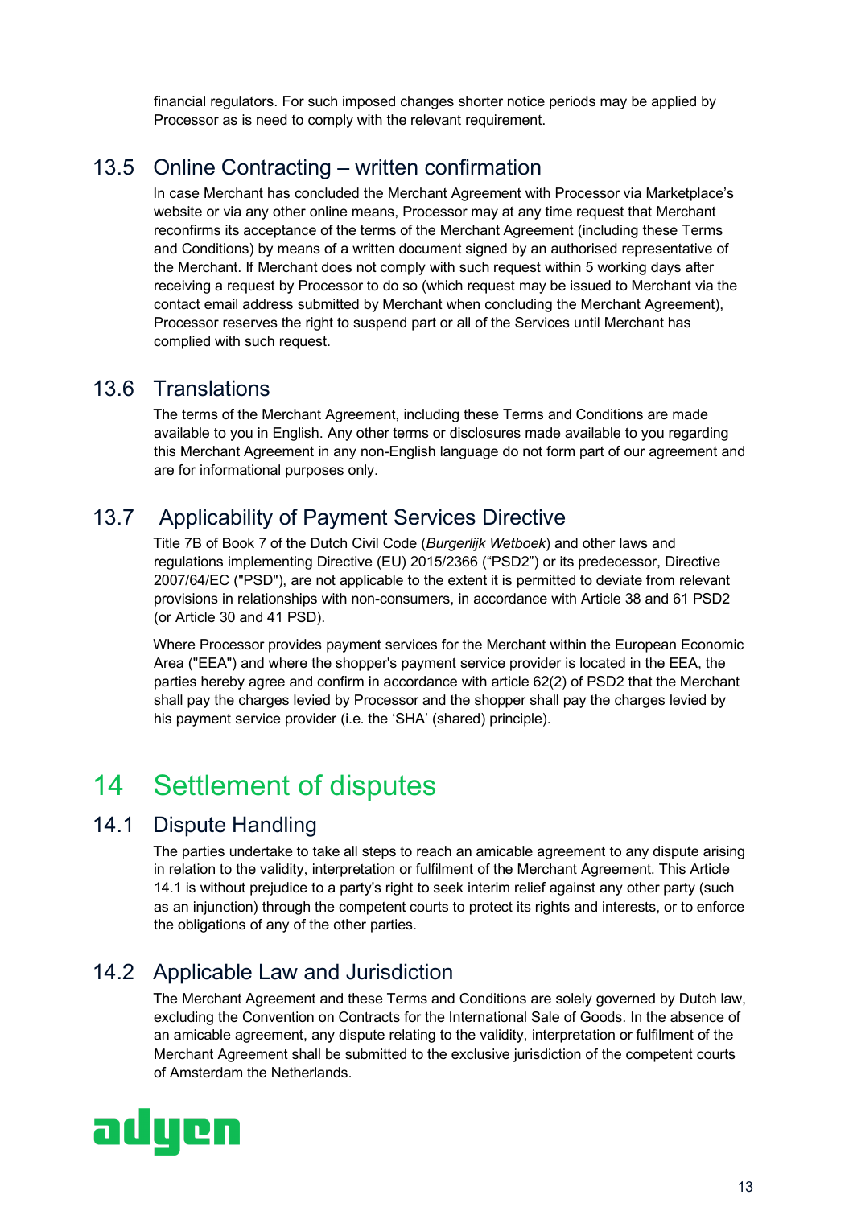financial regulators. For such imposed changes shorter notice periods may be applied by Processor as is need to comply with the relevant requirement.

## 13.5 Online Contracting – written confirmation

In case Merchant has concluded the Merchant Agreement with Processor via Marketplace's website or via any other online means, Processor may at any time request that Merchant reconfirms its acceptance of the terms of the Merchant Agreement (including these Terms and Conditions) by means of a written document signed by an authorised representative of the Merchant. If Merchant does not comply with such request within 5 working days after receiving a request by Processor to do so (which request may be issued to Merchant via the contact email address submitted by Merchant when concluding the Merchant Agreement), Processor reserves the right to suspend part or all of the Services until Merchant has complied with such request.

## 13.6 Translations

The terms of the Merchant Agreement, including these Terms and Conditions are made available to you in English. Any other terms or disclosures made available to you regarding this Merchant Agreement in any non-English language do not form part of our agreement and are for informational purposes only.

## 13.7 Applicability of Payment Services Directive

Title 7B of Book 7 of the Dutch Civil Code (*Burgerlijk Wetboek*) and other laws and regulations implementing Directive (EU) 2015/2366 ("PSD2") or its predecessor, Directive 2007/64/EC ("PSD"), are not applicable to the extent it is permitted to deviate from relevant provisions in relationships with non-consumers, in accordance with Article 38 and 61 PSD2 (or Article 30 and 41 PSD).

Where Processor provides payment services for the Merchant within the European Economic Area ("EEA") and where the shopper's payment service provider is located in the EEA, the parties hereby agree and confirm in accordance with article 62(2) of PSD2 that the Merchant shall pay the charges levied by Processor and the shopper shall pay the charges levied by his payment service provider (i.e. the 'SHA' (shared) principle).

# 14 Settlement of disputes

## 14.1 Dispute Handling

The parties undertake to take all steps to reach an amicable agreement to any dispute arising in relation to the validity, interpretation or fulfilment of the Merchant Agreement. This Article 14.1 is without prejudice to a party's right to seek interim relief against any other party (such as an injunction) through the competent courts to protect its rights and interests, or to enforce the obligations of any of the other parties.

## 14.2 Applicable Law and Jurisdiction

The Merchant Agreement and these Terms and Conditions are solely governed by Dutch law, excluding the Convention on Contracts for the International Sale of Goods. In the absence of an amicable agreement, any dispute relating to the validity, interpretation or fulfilment of the Merchant Agreement shall be submitted to the exclusive jurisdiction of the competent courts of Amsterdam the Netherlands.